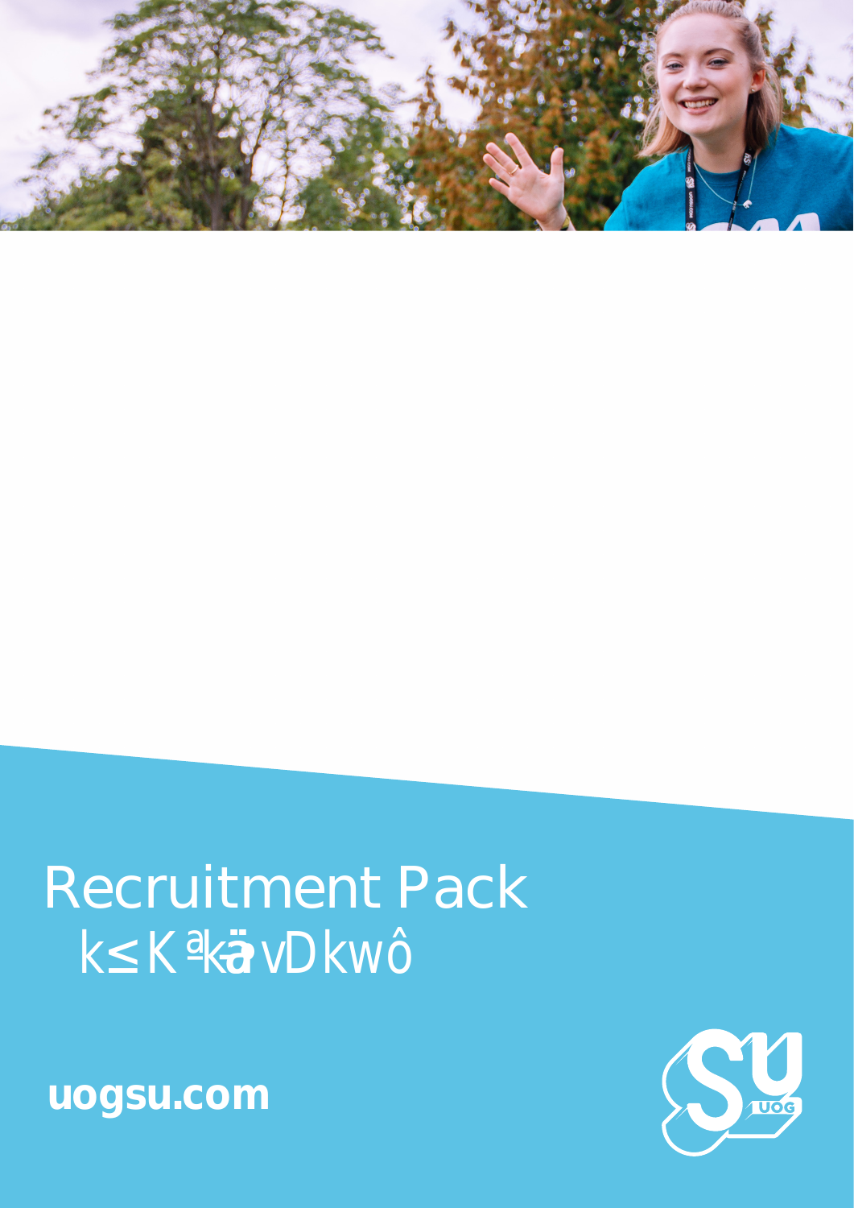# Recruitment Pack

k≤Kªkä vDkwô

**uogsu.com**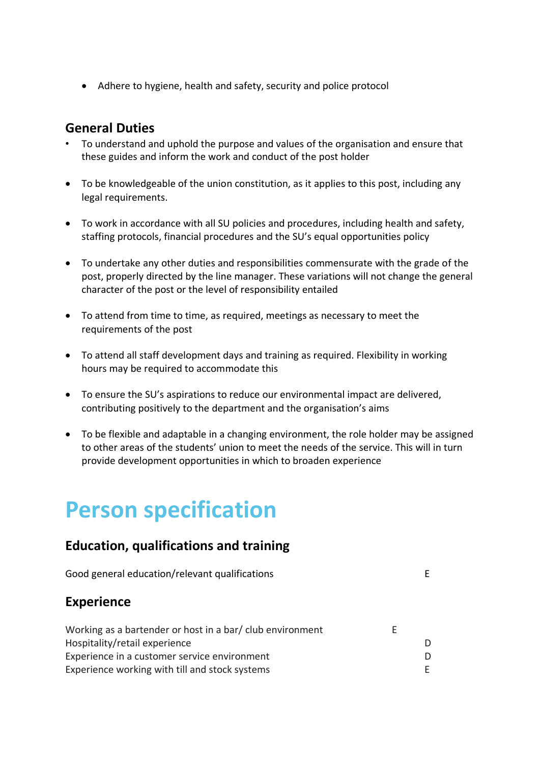- Adhere to hygiene, health and safety, security and police protocol

### General Duties

- To understand and uphold the purpose and values of the organisation and ensure that these guides and inform the work and conduct of the post holder
- To be knowledgeable of the union constitution, as it applies to this post, including any legal requirements.
- To work in accordance with all SU policies and procedures, including health and safety, staffing protocols, financial procedures and the SU's equal opportunities policy
- To undertake any other duties and responsibilities commensurate with the grade of the post, properly directed by the line manager. These variations will not change the general character of the post or the level of responsibility entailed
- To attend from time to time, as required, meetings as necessary to meet the requirements of the post
- To attend all staff development days and training as required. Flexibility in working hours may be required to accommodate this
- To ensure the SU's aspirations to reduce our environmental impact are delivered, contributing positively to the department and the organisation's aims
- To be flexible and adaptable in a changing environment, the role holder may be assigned to other areas of the students' union to meet the needs of the service. This will in turn provide development opportunities in which to broaden experience

# Person specification

### Education, qualifications and training

| | |
|---|---|
| Good general education/relevant qualifications | E |

### Experience

| | |
|---|---|
| Working as a bartender or host in a bar/ club environment | E |
| Hospitality/retail experience | D |
| Experience in a customer service environment | D |
| Experience working with till and stock systems | E |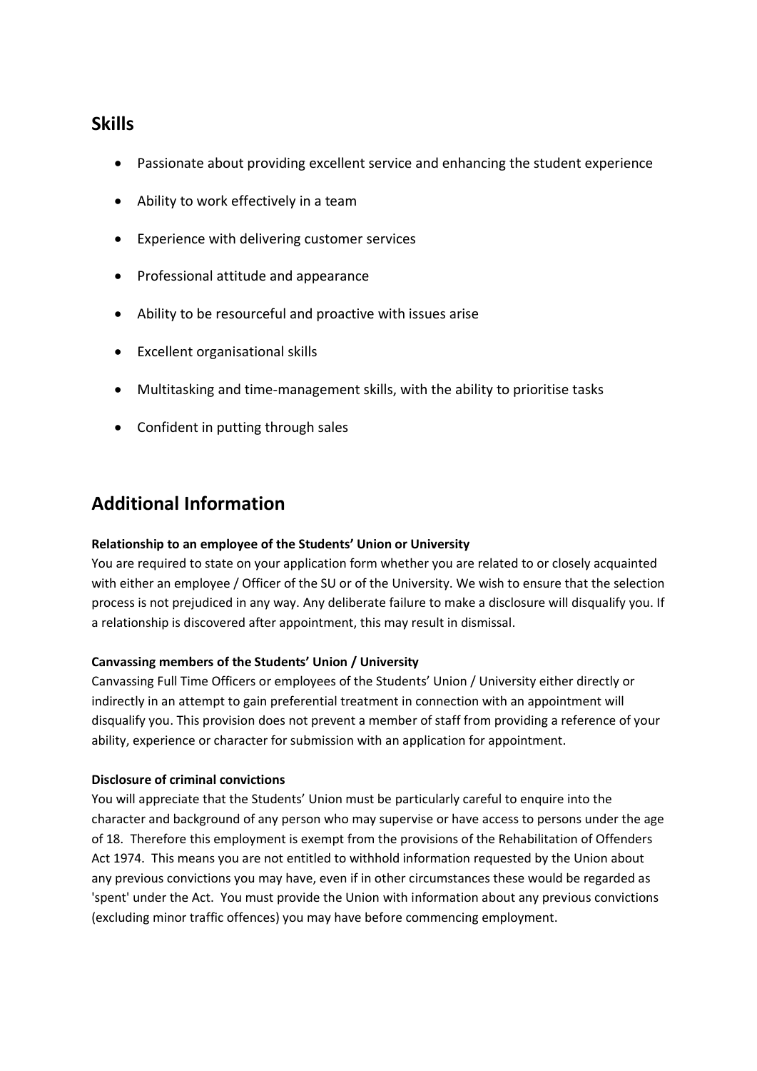## Skills

- Passionate about providing excellent service and enhancing the student experience
- Ability to work effectively in a team
- Experience with delivering customer services
- Professional attitude and appearance
- Ability to be resourceful and proactive with issues arise
- Excellent organisational skills
- Multitasking and time-management skills, with the ability to prioritise tasks
- Confident in putting through sales

## Additional Information

**Relationship to an employee of the Students' Union or University**
You are required to state on your application form whether you are related to or closely acquainted with either an employee / Officer of the SU or of the University. We wish to ensure that the selection process is not prejudiced in any way. Any deliberate failure to make a disclosure will disqualify you. If a relationship is discovered after appointment, this may result in dismissal.

**Canvassing members of the Students' Union / University**
Canvassing Full Time Officers or employees of the Students' Union / University either directly or indirectly in an attempt to gain preferential treatment in connection with an appointment will disqualify you. This provision does not prevent a member of staff from providing a reference of your ability, experience or character for submission with an application for appointment.

**Disclosure of criminal convictions**
You will appreciate that the Students' Union must be particularly careful to enquire into the character and background of any person who may supervise or have access to persons under the age of 18. Therefore this employment is exempt from the provisions of the Rehabilitation of Offenders Act 1974. This means you are not entitled to withhold information requested by the Union about any previous convictions you may have, even if in other circumstances these would be regarded as 'spent' under the Act. You must provide the Union with information about any previous convictions (excluding minor traffic offences) you may have before commencing employment.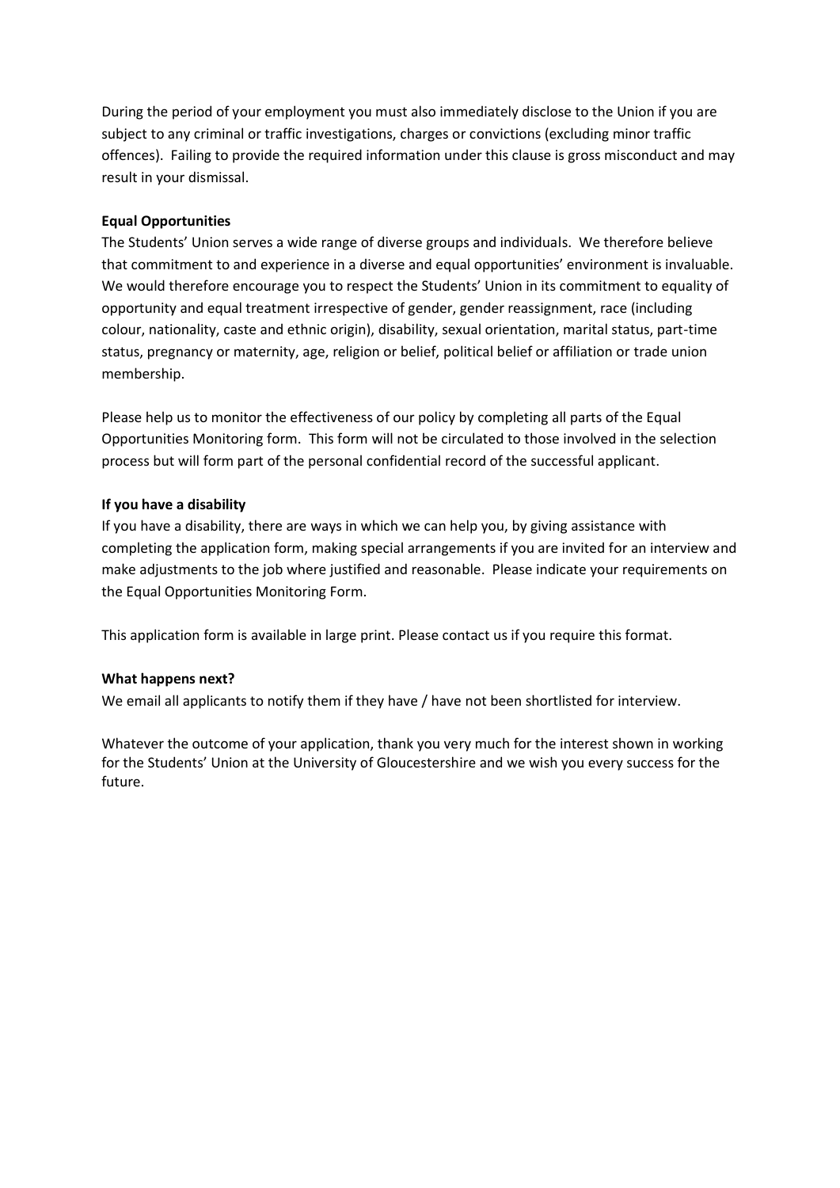During the period of your employment you must also immediately disclose to the Union if you are subject to any criminal or traffic investigations, charges or convictions (excluding minor traffic offences). Failing to provide the required information under this clause is gross misconduct and may result in your dismissal.

**Equal Opportunities**

The Students' Union serves a wide range of diverse groups and individuals. We therefore believe that commitment to and experience in a diverse and equal opportunities' environment is invaluable. We would therefore encourage you to respect the Students' Union in its commitment to equality of opportunity and equal treatment irrespective of gender, gender reassignment, race (including colour, nationality, caste and ethnic origin), disability, sexual orientation, marital status, part-time status, pregnancy or maternity, age, religion or belief, political belief or affiliation or trade union membership.

Please help us to monitor the effectiveness of our policy by completing all parts of the Equal Opportunities Monitoring form. This form will not be circulated to those involved in the selection process but will form part of the personal confidential record of the successful applicant.

**If you have a disability**

If you have a disability, there are ways in which we can help you, by giving assistance with completing the application form, making special arrangements if you are invited for an interview and make adjustments to the job where justified and reasonable. Please indicate your requirements on the Equal Opportunities Monitoring Form.

This application form is available in large print. Please contact us if you require this format.

**What happens next?**

We email all applicants to notify them if they have / have not been shortlisted for interview.

Whatever the outcome of your application, thank you very much for the interest shown in working for the Students' Union at the University of Gloucestershire and we wish you every success for the future.